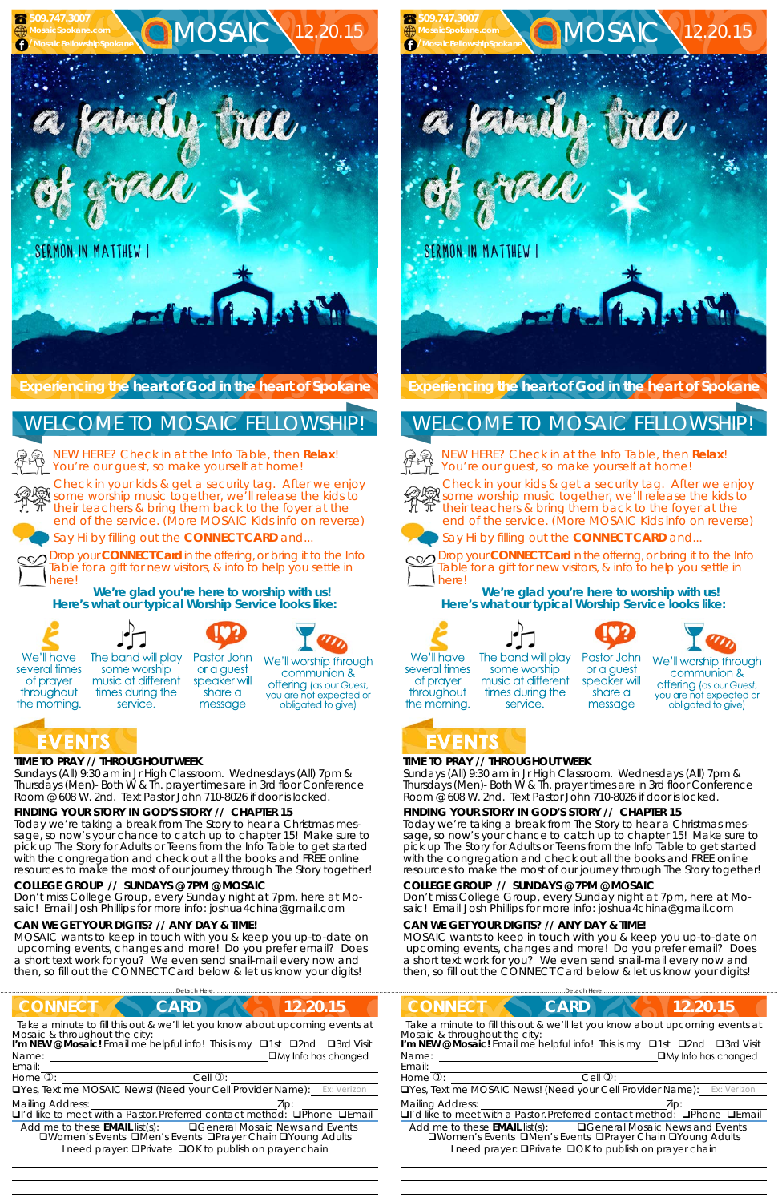509.747.3007
MosaicSpokane.com
/MosaicFellowshipSpokane

# MOSAIC 12.20.15

a family tree of grace

SERMON IN MATTHEW 1

Experiencing the heart of God in the heart of Spokane

## WELCOME TO MOSAIC FELLOWSHIP!

NEW HERE? Check in at the Info Table, then **Relax**! You're our guest, so make yourself at home!

Check in your kids & get a security tag. After we enjoy some worship music together, we'll release the kids to their teachers & bring them back to the foyer at the end of the service. (More MOSAIC Kids info on reverse)

Say Hi by filling out the **CONNECTCARD** and...

Drop your **CONNECTCard** in the offering, or bring it to the Info Table for a gift for new visitors, & info to help you settle in here!

**We're glad you're here to worship with us! Here's what our typical Worship Service looks like:**

We'll have several times of prayer throughout the morning.

The band will play some worship music at different times during the service.

Pastor John or a guest speaker will share a message

We'll worship through communion & offering (as our Guest, you are not expected or obligated to give)

## EVENTS

**TIME TO PRAY // THROUGHOUT WEEK**
Sundays (All) 9:30 am in Jr High Classroom. Wednesdays (All) 7pm & Thursdays (Men)- Both W & Th. prayer times are in 3rd floor Conference Room @ 608 W. 2nd. Text Pastor John 710-8026 if door is locked.

**FINDING YOUR STORY IN GOD'S STORY // CHAPTER 15**
Today we're taking a break from The Story to hear a Christmas message, so now's your chance to catch up to chapter 15! Make sure to pick up The Story for Adults or Teens from the Info Table to get started with the congregation and check out all the books and FREE online resources to make the most of our journey through The Story together!

**COLLEGE GROUP // SUNDAYS @ 7PM @ MOSAIC**
Don't miss College Group, every Sunday night at 7pm, here at Mosaic! Email Josh Phillips for more info: joshua4china@gmail.com

**CAN WE GET YOUR DIGITS? // ANY DAY & TIME!**
MOSAIC wants to keep in touch with you & keep you up-to-date on upcoming events, changes and more! Do you prefer email? Does a short text work for you? We even send snail-mail every now and then, so fill out the CONNECTCard below & let us know your digits!

Detach Here

## CONNECT CARD 12.20.15

Take a minute to fill this out & we'll let you know about upcoming events at Mosaic & throughout the city:
**I'm NEW @ Mosaic!** Email me helpful info! This is my ❑1st ❑2nd ❑3rd Visit
Name: ❑My Info has changed
Email:
Home: Cell:
❑Yes, Text me MOSAIC News! (Need your Cell Provider Name): Ex: Verizon
Mailing Address: Zip:
❑I'd like to meet with a Pastor. Preferred contact method: ❑Phone ❑Email
Add me to these **EMAIL** list(s): ❑General Mosaic News and Events ❑Women's Events ❑Men's Events ❑Prayer Chain ❑Young Adults
I need prayer: ❑Private ❑OK to publish on prayer chain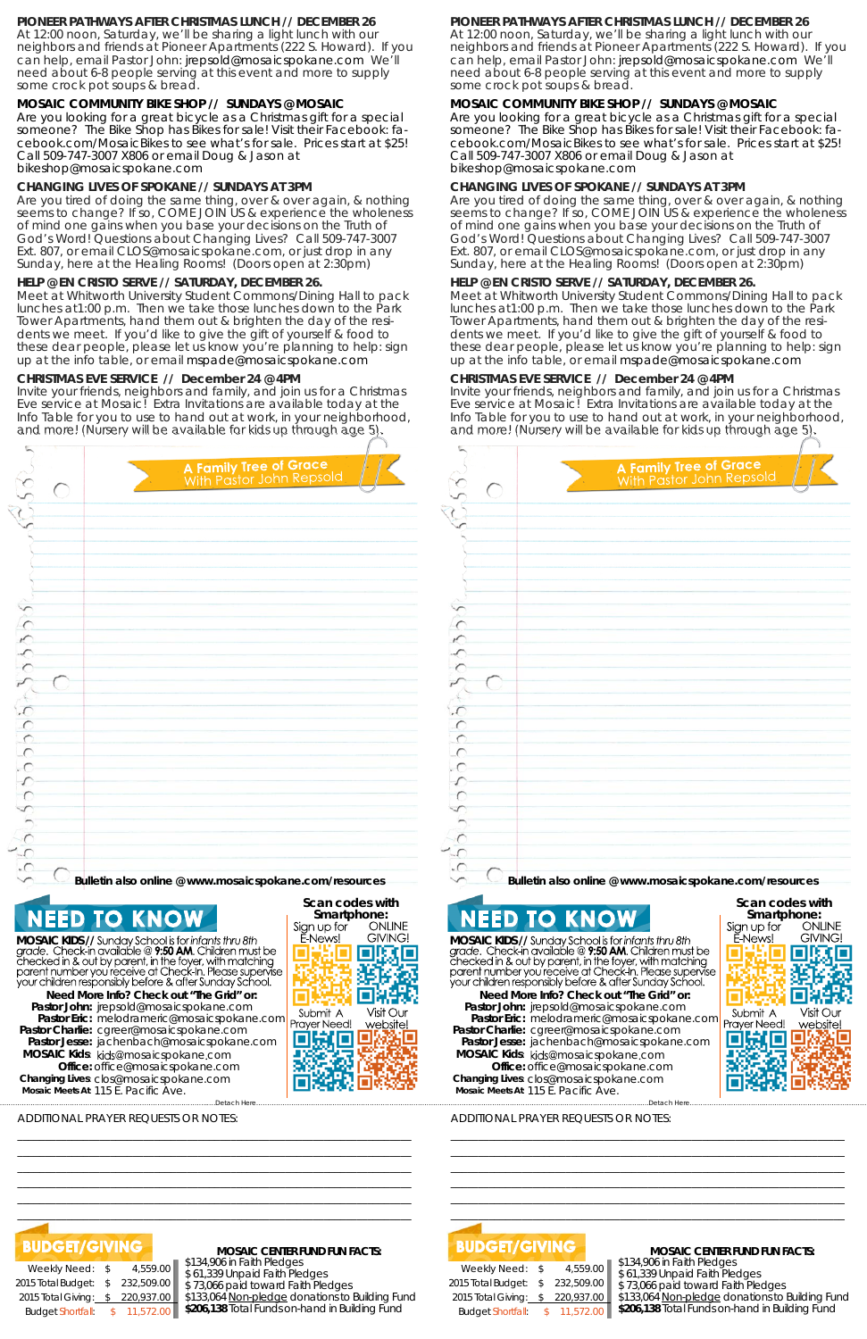**PIONEER PATHWAYS AFTER CHRISTMAS LUNCH // DECEMBER 26**
At 12:00 noon, Saturday, we'll be sharing a light lunch with our neighbors and friends at Pioneer Apartments (222 S. Howard). If you can help, email Pastor John: jrepsold@mosaicspokane.com We'll need about 6-8 people serving at this event and more to supply some crock pot soups & bread.

**MOSAIC COMMUNITY BIKE SHOP // SUNDAYS @ MOSAIC**
Are you looking for a great bicycle as a Christmas gift for a special someone? The Bike Shop has Bikes for sale! Visit their Facebook: facebook.com/MosaicBikes to see what's for sale. Prices start at $25! Call 509-747-3007 X806 or email Doug & Jason at bikeshop@mosaicspokane.com

**CHANGING LIVES OF SPOKANE // SUNDAYS AT 3PM**
Are you tired of doing the same thing, over & over again, & nothing seems to change? If so, COME JOIN US & experience the wholeness of mind one gains when you base your decisions on the Truth of God's Word! Questions about Changing Lives? Call 509-747-3007 Ext. 807, or email CLOS@mosaicspokane.com, or just drop in any Sunday, here at the Healing Rooms! (Doors open at 2:30pm)

**HELP @ EN CRISTO SERVE // SATURDAY, DECEMBER 26.**
Meet at Whitworth University Student Commons/Dining Hall to pack lunches at 1:00 p.m. Then we take those lunches down to the Park Tower Apartments, hand them out & brighten the day of the residents we meet. If you'd like to give the gift of yourself & food to these dear people, please let us know you're planning to help: sign up at the info table, or email mspade@mosaicspokane.com

**CHRISTMAS EVE SERVICE // December 24 @ 4PM**
Invite your friends, neighbors and family, and join us for a Christmas Eve service at Mosaic! Extra Invitations are available today at the Info Table for you to use to hand out at work, in your neighborhood, and more! (Nursery will be available for kids up through age 5).

A Family Tree of Grace
With Pastor John Repsold

**Bulletin also online @ www.mosaicspokane.com/resources**

## NEED TO KNOW

**MOSAIC KIDS //** Sunday School is for *infants thru 8th grade*. Check-in available @ **9:50 AM**. Children must be checked in & out by parent, in the foyer, with matching parent number you receive at Check-In. Please supervise your children responsibly before & after Sunday School.

**Need More Info? Check out "The Grid" or:**
**Pastor John:** jrepsold@mosaicspokane.com
**Pastor Eric:** melodrameric@mosaicspokane.com
**Pastor Charlie:** cgreer@mosaicspokane.com
**Pastor Jesse:** jachenbach@mosaicspokane.com
**MOSAIC Kids** kids@mosaicspokane.com
**Office:** office@mosaicspokane.com
**Changing Lives** clos@mosaicspokane.com
**Mosaic Meets At** 115 E. Pacific Ave.

**Scan codes with Smartphone:**
Sign up for E-News! — ONLINE GIVING! — Submit A Prayer Need! — Visit Our website!

Detach Here

ADDITIONAL PRAYER REQUESTS OR NOTES:

## BUDGET/GIVING

| | | |
|---|---|---|
| Weekly Need: | $ | 4,559.00 |
| 2015 Total Budget: | $ | 232,509.00 |
| 2015 Total Giving: | $ | 220,937.00 |
| Budget Shortfall: | $ | 11,572.00 |

**MOSAIC CENTER FUND FUN FACTS:**
$134,906 in Faith Pledges
$ 61,339 Unpaid Faith Pledges
$ 73,066 paid toward Faith Pledges
$133,064 Non-pledge donations to Building Fund
**$206,138** Total Funds on-hand in Building Fund

---

**PIONEER PATHWAYS AFTER CHRISTMAS LUNCH // DECEMBER 26**
At 12:00 noon, Saturday, we'll be sharing a light lunch with our neighbors and friends at Pioneer Apartments (222 S. Howard). If you can help, email Pastor John: jrepsold@mosaicspokane.com We'll need about 6-8 people serving at this event and more to supply some crock pot soups & bread.

**MOSAIC COMMUNITY BIKE SHOP // SUNDAYS @ MOSAIC**
Are you looking for a great bicycle as a Christmas gift for a special someone? The Bike Shop has Bikes for sale! Visit their Facebook: facebook.com/MosaicBikes to see what's for sale. Prices start at $25! Call 509-747-3007 X806 or email Doug & Jason at bikeshop@mosaicspokane.com

**CHANGING LIVES OF SPOKANE // SUNDAYS AT 3PM**
Are you tired of doing the same thing, over & over again, & nothing seems to change? If so, COME JOIN US & experience the wholeness of mind one gains when you base your decisions on the Truth of God's Word! Questions about Changing Lives? Call 509-747-3007 Ext. 807, or email CLOS@mosaicspokane.com, or just drop in any Sunday, here at the Healing Rooms! (Doors open at 2:30pm)

**HELP @ EN CRISTO SERVE // SATURDAY, DECEMBER 26.**
Meet at Whitworth University Student Commons/Dining Hall to pack lunches at 1:00 p.m. Then we take those lunches down to the Park Tower Apartments, hand them out & brighten the day of the residents we meet. If you'd like to give the gift of yourself & food to these dear people, please let us know you're planning to help: sign up at the info table, or email mspade@mosaicspokane.com

**CHRISTMAS EVE SERVICE // December 24 @ 4PM**
Invite your friends, neighbors and family, and join us for a Christmas Eve service at Mosaic! Extra Invitations are available today at the Info Table for you to use to hand out at work, in your neighborhood, and more! (Nursery will be available for kids up through age 5).

A Family Tree of Grace
With Pastor John Repsold

**Bulletin also online @ www.mosaicspokane.com/resources**

## NEED TO KNOW

**MOSAIC KIDS //** Sunday School is for *infants thru 8th grade*. Check-in available @ **9:50 AM**. Children must be checked in & out by parent, in the foyer, with matching parent number you receive at Check-In. Please supervise your children responsibly before & after Sunday School.

**Need More Info? Check out "The Grid" or:**
**Pastor John:** jrepsold@mosaicspokane.com
**Pastor Eric:** melodrameric@mosaicspokane.com
**Pastor Charlie:** cgreer@mosaicspokane.com
**Pastor Jesse:** jachenbach@mosaicspokane.com
**MOSAIC Kids** kids@mosaicspokane.com
**Office:** office@mosaicspokane.com
**Changing Lives** clos@mosaicspokane.com
**Mosaic Meets At** 115 E. Pacific Ave.

**Scan codes with Smartphone:**
Sign up for E-News! — ONLINE GIVING! — Submit A Prayer Need! — Visit Our website!

Detach Here

ADDITIONAL PRAYER REQUESTS OR NOTES:

## BUDGET/GIVING

| | | |
|---|---|---|
| Weekly Need: | $ | 4,559.00 |
| 2015 Total Budget: | $ | 232,509.00 |
| 2015 Total Giving: | $ | 220,937.00 |
| Budget Shortfall: | $ | 11,572.00 |

**MOSAIC CENTER FUND FUN FACTS:**
$134,906 in Faith Pledges
$ 61,339 Unpaid Faith Pledges
$ 73,066 paid toward Faith Pledges
$133,064 Non-pledge donations to Building Fund
**$206,138** Total Funds on-hand in Building Fund